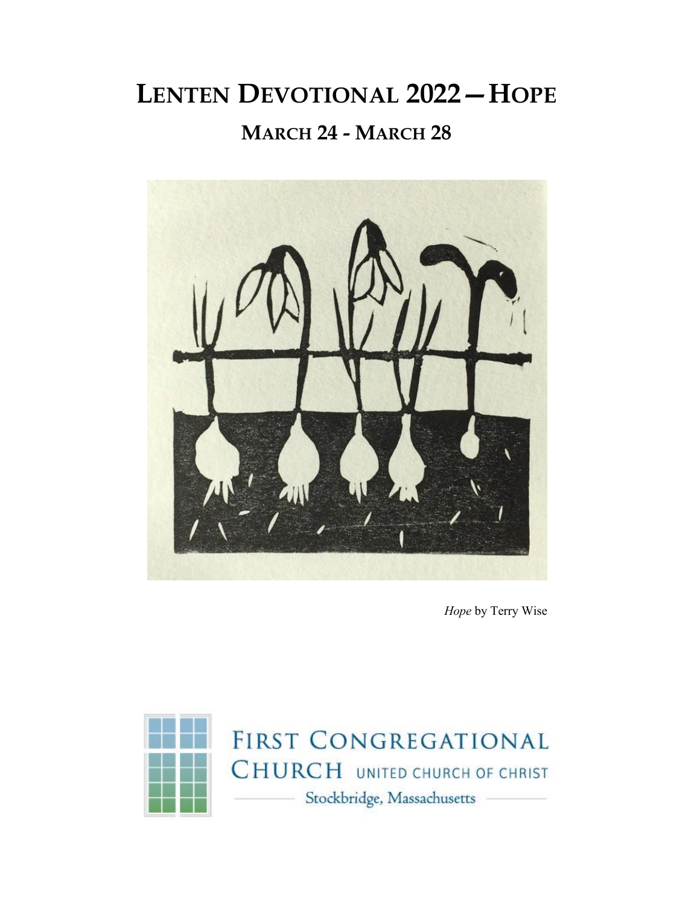# Lenten Devotional 2022—Hope

## March 24 - March 28

*Hope* by Terry Wise

First Congregational Church United Church of Christ

Stockbridge, Massachusetts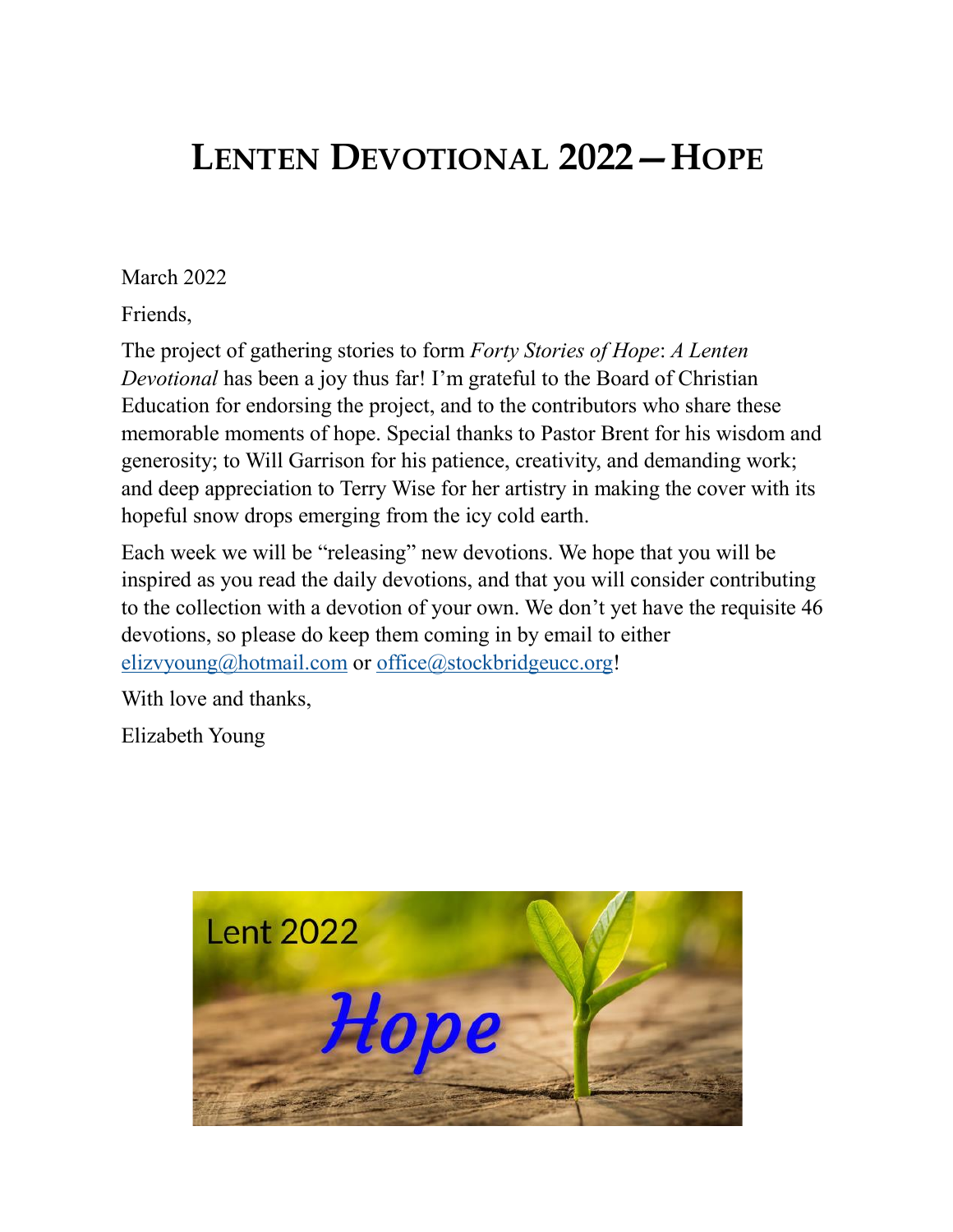# LENTEN DEVOTIONAL 2022—HOPE

March 2022

Friends,

The project of gathering stories to form *Forty Stories of Hope*: *A Lenten Devotional* has been a joy thus far! I'm grateful to the Board of Christian Education for endorsing the project, and to the contributors who share these memorable moments of hope. Special thanks to Pastor Brent for his wisdom and generosity; to Will Garrison for his patience, creativity, and demanding work; and deep appreciation to Terry Wise for her artistry in making the cover with its hopeful snow drops emerging from the icy cold earth.

Each week we will be "releasing" new devotions. We hope that you will be inspired as you read the daily devotions, and that you will consider contributing to the collection with a devotion of your own. We don't yet have the requisite 46 devotions, so please do keep them coming in by email to either elizvyoung@hotmail.com or office@stockbridgeucc.org!

With love and thanks,

Elizabeth Young

Lent 2022

Hope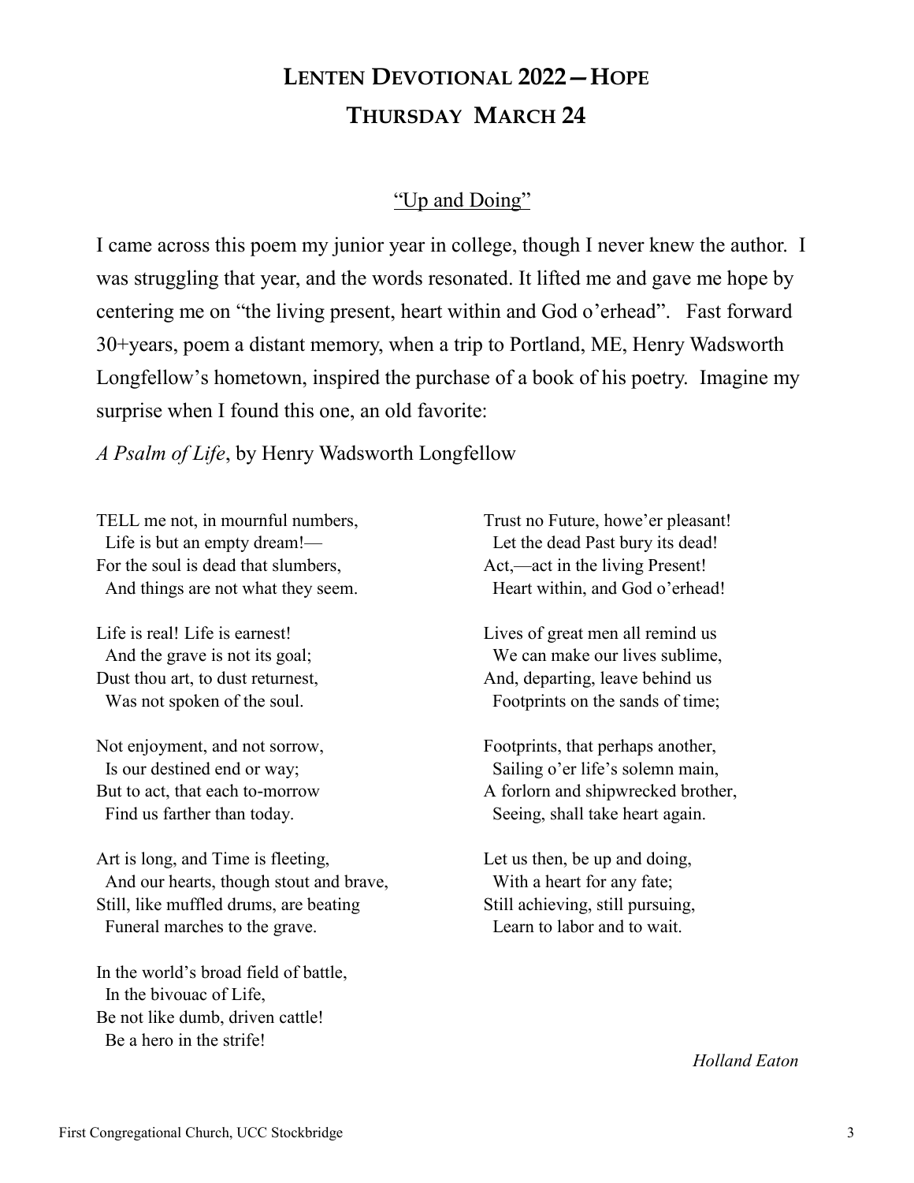# LENTEN DEVOTIONAL 2022—HOPE
## THURSDAY MARCH 24

### "Up and Doing"

I came across this poem my junior year in college, though I never knew the author. I was struggling that year, and the words resonated. It lifted me and gave me hope by centering me on "the living present, heart within and God o'erhead". Fast forward 30+years, poem a distant memory, when a trip to Portland, ME, Henry Wadsworth Longfellow's hometown, inspired the purchase of a book of his poetry. Imagine my surprise when I found this one, an old favorite:

*A Psalm of Life*, by Henry Wadsworth Longfellow

TELL me not, in mournful numbers,
  Life is but an empty dream!—
For the soul is dead that slumbers,
  And things are not what they seem.

Life is real! Life is earnest!
  And the grave is not its goal;
Dust thou art, to dust returnest,
  Was not spoken of the soul.

Not enjoyment, and not sorrow,
  Is our destined end or way;
But to act, that each to-morrow
  Find us farther than today.

Art is long, and Time is fleeting,
  And our hearts, though stout and brave,
Still, like muffled drums, are beating
  Funeral marches to the grave.

In the world's broad field of battle,
  In the bivouac of Life,
Be not like dumb, driven cattle!
  Be a hero in the strife!

Trust no Future, howe'er pleasant!
  Let the dead Past bury its dead!
Act,—act in the living Present!
  Heart within, and God o'erhead!

Lives of great men all remind us
  We can make our lives sublime,
And, departing, leave behind us
  Footprints on the sands of time;

Footprints, that perhaps another,
  Sailing o'er life's solemn main,
A forlorn and shipwrecked brother,
  Seeing, shall take heart again.

Let us then, be up and doing,
  With a heart for any fate;
Still achieving, still pursuing,
  Learn to labor and to wait.

*Holland Eaton*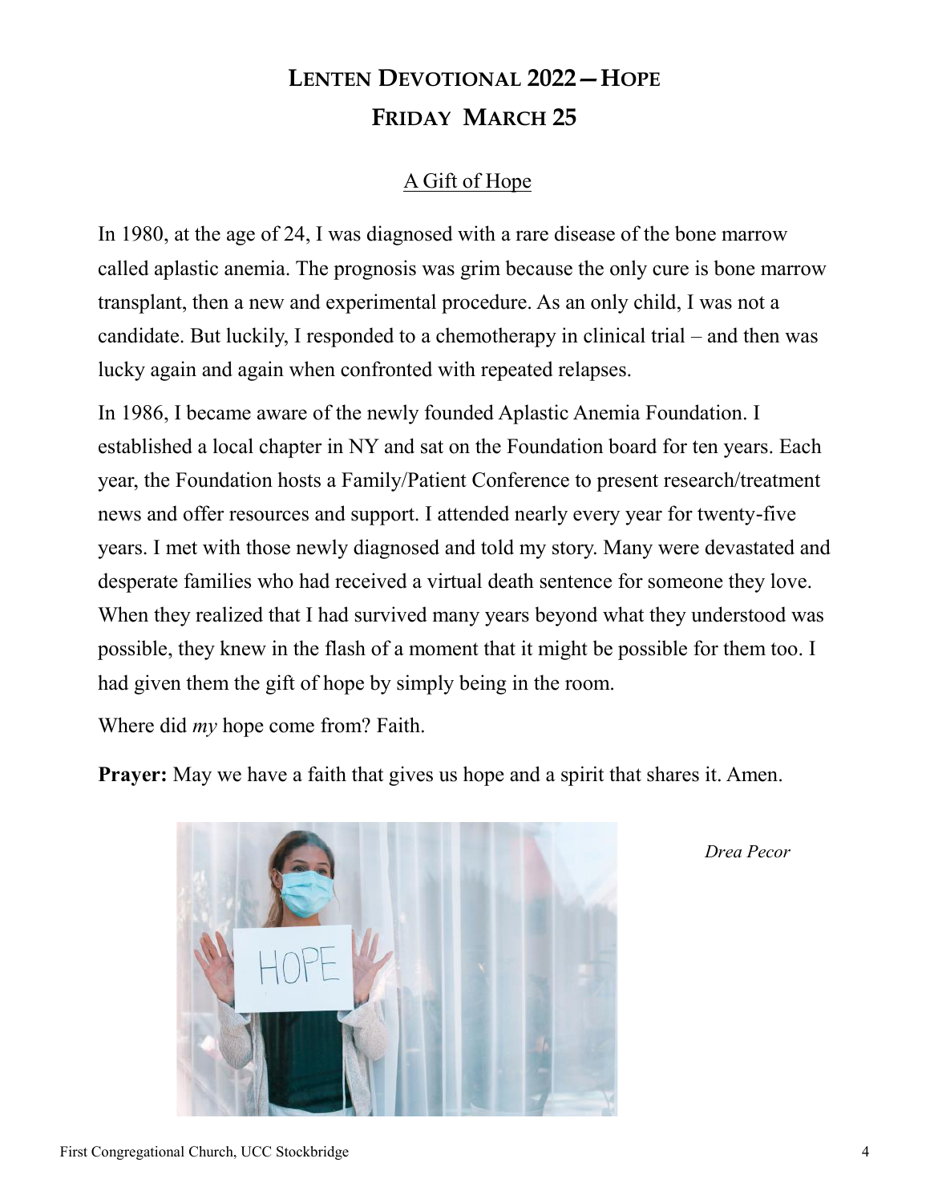# LENTEN DEVOTIONAL 2022—HOPE
## FRIDAY MARCH 25

### A Gift of Hope

In 1980, at the age of 24, I was diagnosed with a rare disease of the bone marrow called aplastic anemia. The prognosis was grim because the only cure is bone marrow transplant, then a new and experimental procedure. As an only child, I was not a candidate. But luckily, I responded to a chemotherapy in clinical trial – and then was lucky again and again when confronted with repeated relapses.

In 1986, I became aware of the newly founded Aplastic Anemia Foundation. I established a local chapter in NY and sat on the Foundation board for ten years. Each year, the Foundation hosts a Family/Patient Conference to present research/treatment news and offer resources and support. I attended nearly every year for twenty-five years. I met with those newly diagnosed and told my story. Many were devastated and desperate families who had received a virtual death sentence for someone they love. When they realized that I had survived many years beyond what they understood was possible, they knew in the flash of a moment that it might be possible for them too. I had given them the gift of hope by simply being in the room.

Where did *my* hope come from? Faith.

**Prayer:** May we have a faith that gives us hope and a spirit that shares it. Amen.

*Drea Pecor*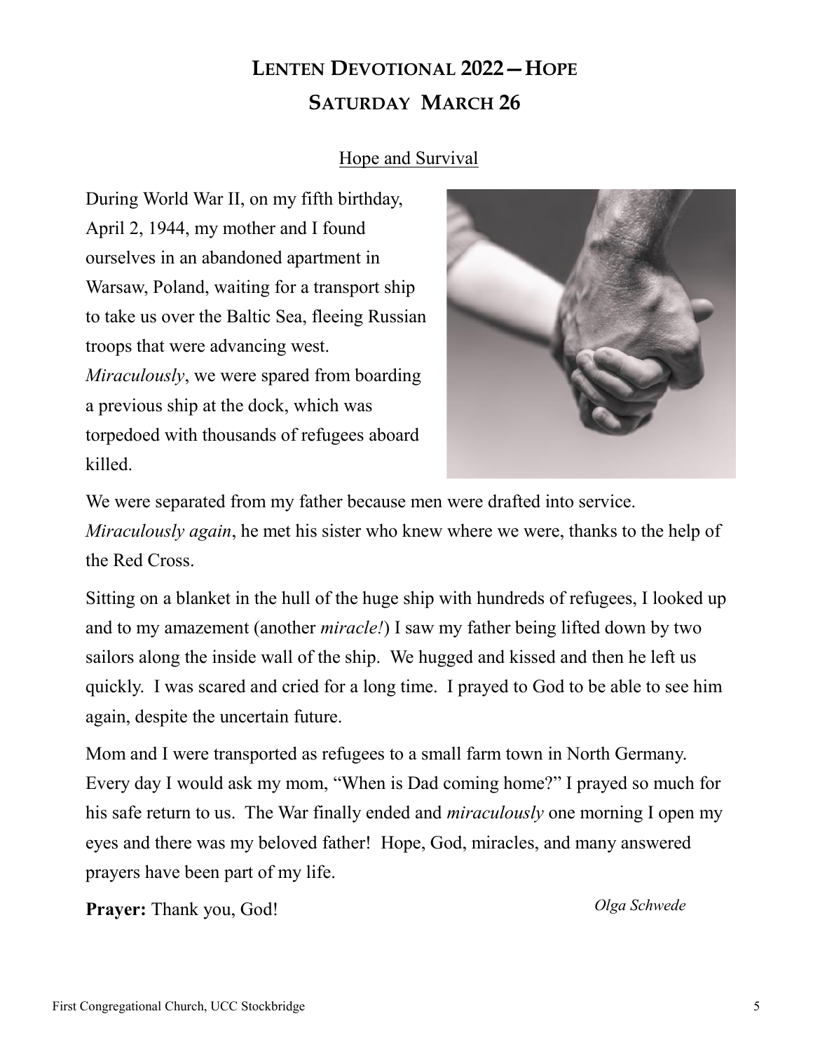# Lenten Devotional 2022—Hope
## Saturday March 26

### Hope and Survival

During World War II, on my fifth birthday, April 2, 1944, my mother and I found ourselves in an abandoned apartment in Warsaw, Poland, waiting for a transport ship to take us over the Baltic Sea, fleeing Russian troops that were advancing west. *Miraculously*, we were spared from boarding a previous ship at the dock, which was torpedoed with thousands of refugees aboard killed.

We were separated from my father because men were drafted into service. *Miraculously again*, he met his sister who knew where we were, thanks to the help of the Red Cross.

Sitting on a blanket in the hull of the huge ship with hundreds of refugees, I looked up and to my amazement (another *miracle!*) I saw my father being lifted down by two sailors along the inside wall of the ship. We hugged and kissed and then he left us quickly. I was scared and cried for a long time. I prayed to God to be able to see him again, despite the uncertain future.

Mom and I were transported as refugees to a small farm town in North Germany. Every day I would ask my mom, "When is Dad coming home?" I prayed so much for his safe return to us. The War finally ended and *miraculously* one morning I open my eyes and there was my beloved father! Hope, God, miracles, and many answered prayers have been part of my life.

**Prayer:** Thank you, God!

*Olga Schwede*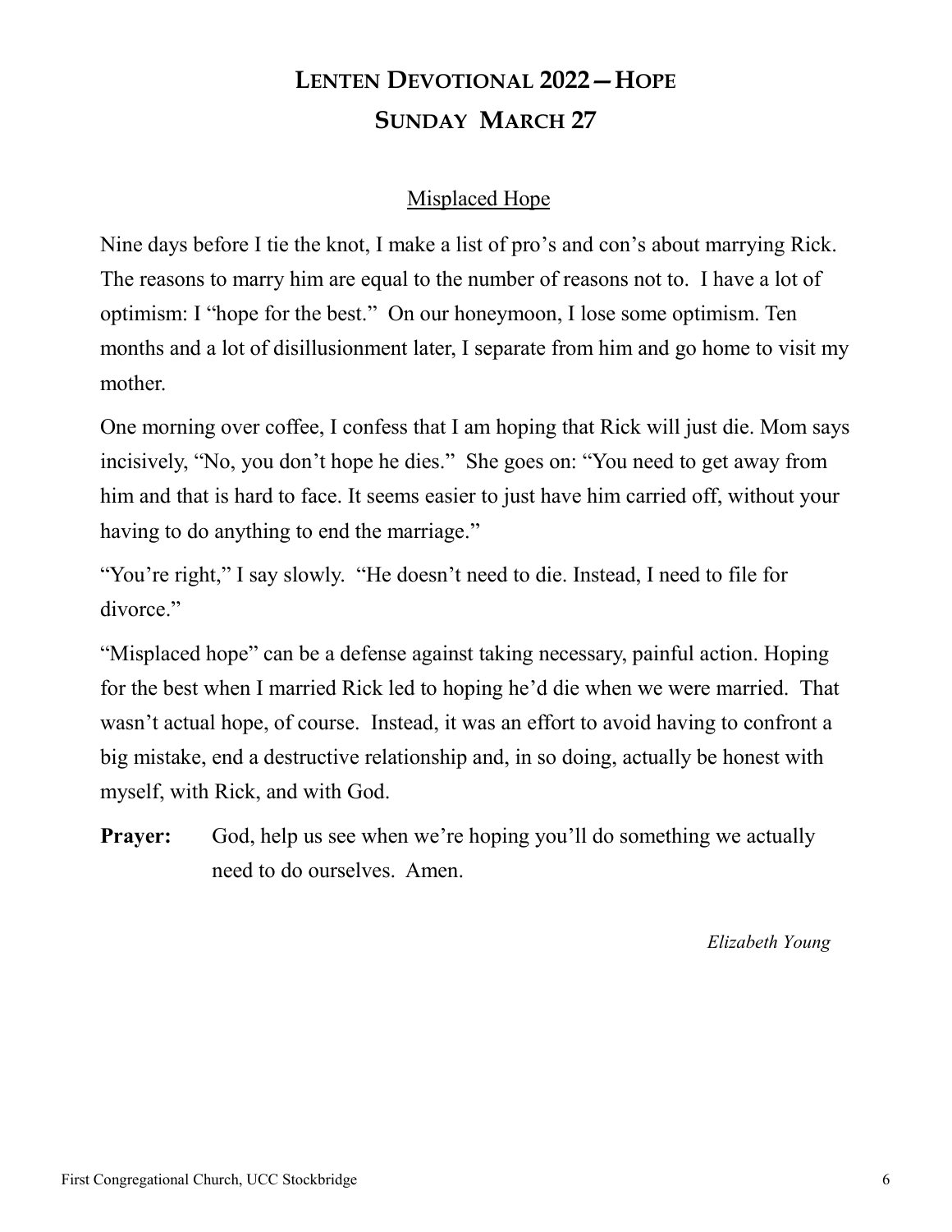# Lenten Devotional 2022—Hope
## Sunday March 27

### Misplaced Hope

Nine days before I tie the knot, I make a list of pro's and con's about marrying Rick. The reasons to marry him are equal to the number of reasons not to. I have a lot of optimism: I "hope for the best." On our honeymoon, I lose some optimism. Ten months and a lot of disillusionment later, I separate from him and go home to visit my mother.

One morning over coffee, I confess that I am hoping that Rick will just die. Mom says incisively, "No, you don't hope he dies." She goes on: "You need to get away from him and that is hard to face. It seems easier to just have him carried off, without your having to do anything to end the marriage."

"You're right," I say slowly. "He doesn't need to die. Instead, I need to file for divorce."

"Misplaced hope" can be a defense against taking necessary, painful action. Hoping for the best when I married Rick led to hoping he'd die when we were married. That wasn't actual hope, of course. Instead, it was an effort to avoid having to confront a big mistake, end a destructive relationship and, in so doing, actually be honest with myself, with Rick, and with God.

**Prayer:** God, help us see when we're hoping you'll do something we actually need to do ourselves. Amen.

*Elizabeth Young*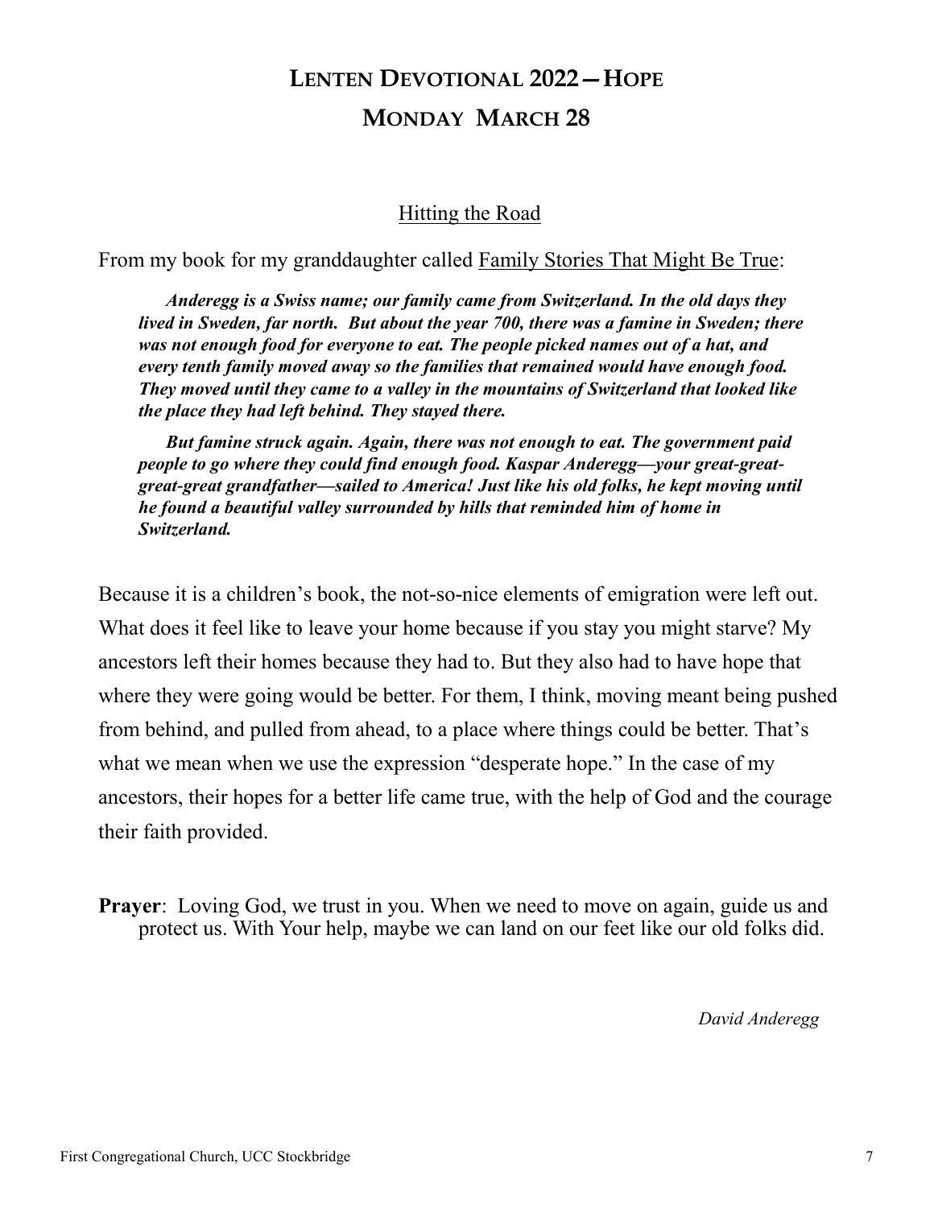# LENTEN DEVOTIONAL 2022—HOPE

## MONDAY MARCH 28

### Hitting the Road

From my book for my granddaughter called Family Stories That Might Be True:

> ***Anderegg is a Swiss name; our family came from Switzerland. In the old days they lived in Sweden, far north. But about the year 700, there was a famine in Sweden; there was not enough food for everyone to eat. The people picked names out of a hat, and every tenth family moved away so the families that remained would have enough food. They moved until they came to a valley in the mountains of Switzerland that looked like the place they had left behind. They stayed there.***
>
> ***But famine struck again. Again, there was not enough to eat. The government paid people to go where they could find enough food. Kaspar Anderegg—your great-great-great-great grandfather—sailed to America! Just like his old folks, he kept moving until he found a beautiful valley surrounded by hills that reminded him of home in Switzerland.***

Because it is a children's book, the not-so-nice elements of emigration were left out. What does it feel like to leave your home because if you stay you might starve? My ancestors left their homes because they had to. But they also had to have hope that where they were going would be better. For them, I think, moving meant being pushed from behind, and pulled from ahead, to a place where things could be better. That's what we mean when we use the expression "desperate hope." In the case of my ancestors, their hopes for a better life came true, with the help of God and the courage their faith provided.

**Prayer**: Loving God, we trust in you. When we need to move on again, guide us and protect us. With Your help, maybe we can land on our feet like our old folks did.

*David Anderegg*